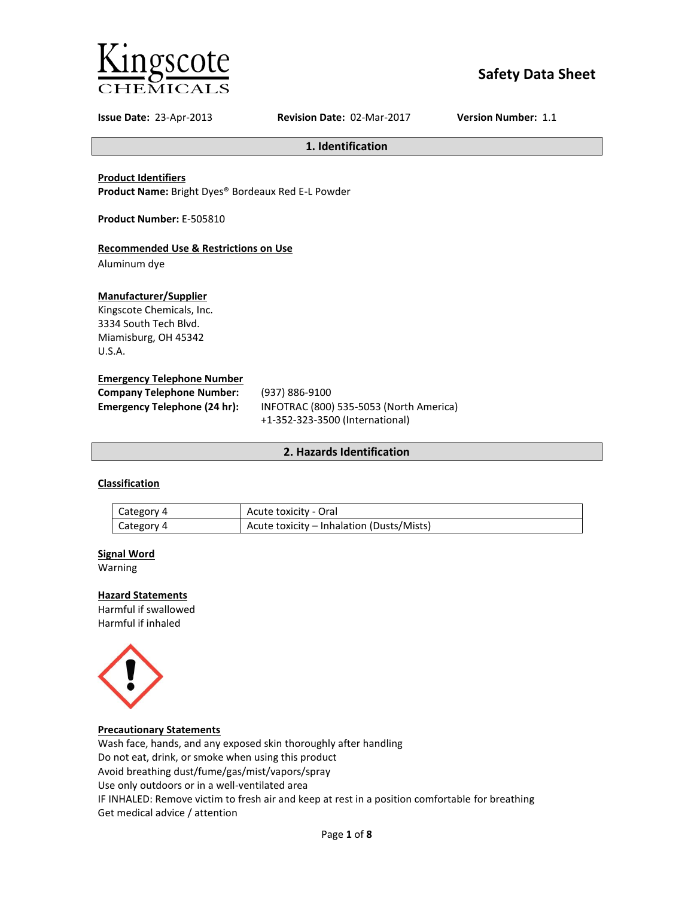Kingscote CHEMICALS

# Safety Data Sheet

**Issue Date:** 23-Apr-2013 **Revision Date:** 02-Mar-2017 **Version Number:** 1.1

## 1. Identification

**Product Identifiers**

**Product Name:** Bright Dyes® Bordeaux Red E-L Powder

**Product Number:** E-505810

**Recommended Use & Restrictions on Use**

Aluminum dye

**Manufacturer/Supplier**

Kingscote Chemicals, Inc.
3334 South Tech Blvd.
Miamisburg, OH 45342
U.S.A.

**Emergency Telephone Number**

**Company Telephone Number:** (937) 886-9100

**Emergency Telephone (24 hr):** INFOTRAC (800) 535-5053 (North America)
+1-352-323-3500 (International)

## 2. Hazards Identification

**Classification**

| Category | Hazard |
|---|---|
| Category 4 | Acute toxicity - Oral |
| Category 4 | Acute toxicity – Inhalation (Dusts/Mists) |

**Signal Word**

Warning

**Hazard Statements**

Harmful if swallowed
Harmful if inhaled

**Precautionary Statements**

Wash face, hands, and any exposed skin thoroughly after handling
Do not eat, drink, or smoke when using this product
Avoid breathing dust/fume/gas/mist/vapors/spray
Use only outdoors or in a well-ventilated area
IF INHALED: Remove victim to fresh air and keep at rest in a position comfortable for breathing
Get medical advice / attention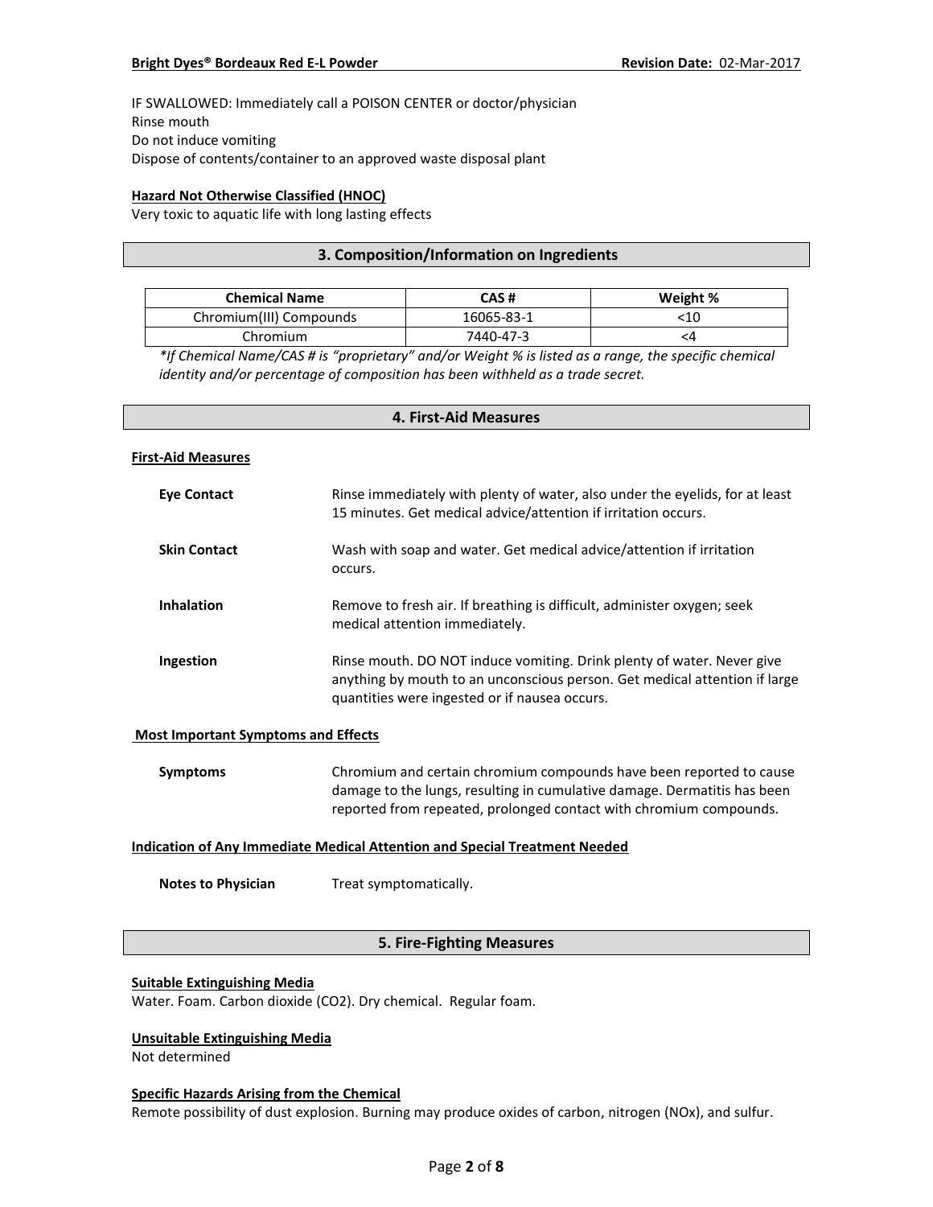IF SWALLOWED: Immediately call a POISON CENTER or doctor/physician
Rinse mouth
Do not induce vomiting
Dispose of contents/container to an approved waste disposal plant

**Hazard Not Otherwise Classified (HNOC)**

Very toxic to aquatic life with long lasting effects

## 3. Composition/Information on Ingredients

| Chemical Name | CAS # | Weight % |
|---|---|---|
| Chromium(III) Compounds | 16065-83-1 | <10 |
| Chromium | 7440-47-3 | <4 |

*\*If Chemical Name/CAS # is "proprietary" and/or Weight % is listed as a range, the specific chemical identity and/or percentage of composition has been withheld as a trade secret.*

## 4. First-Aid Measures

**First-Aid Measures**

**Eye Contact** — Rinse immediately with plenty of water, also under the eyelids, for at least 15 minutes. Get medical advice/attention if irritation occurs.

**Skin Contact** — Wash with soap and water. Get medical advice/attention if irritation occurs.

**Inhalation** — Remove to fresh air. If breathing is difficult, administer oxygen; seek medical attention immediately.

**Ingestion** — Rinse mouth. DO NOT induce vomiting. Drink plenty of water. Never give anything by mouth to an unconscious person. Get medical attention if large quantities were ingested or if nausea occurs.

**Most Important Symptoms and Effects**

**Symptoms** — Chromium and certain chromium compounds have been reported to cause damage to the lungs, resulting in cumulative damage. Dermatitis has been reported from repeated, prolonged contact with chromium compounds.

**Indication of Any Immediate Medical Attention and Special Treatment Needed**

**Notes to Physician** — Treat symptomatically.

## 5. Fire-Fighting Measures

**Suitable Extinguishing Media**

Water. Foam. Carbon dioxide ($CO_2$). Dry chemical. Regular foam.

**Unsuitable Extinguishing Media**

Not determined

**Specific Hazards Arising from the Chemical**

Remote possibility of dust explosion. Burning may produce oxides of carbon, nitrogen ($NO_x$), and sulfur.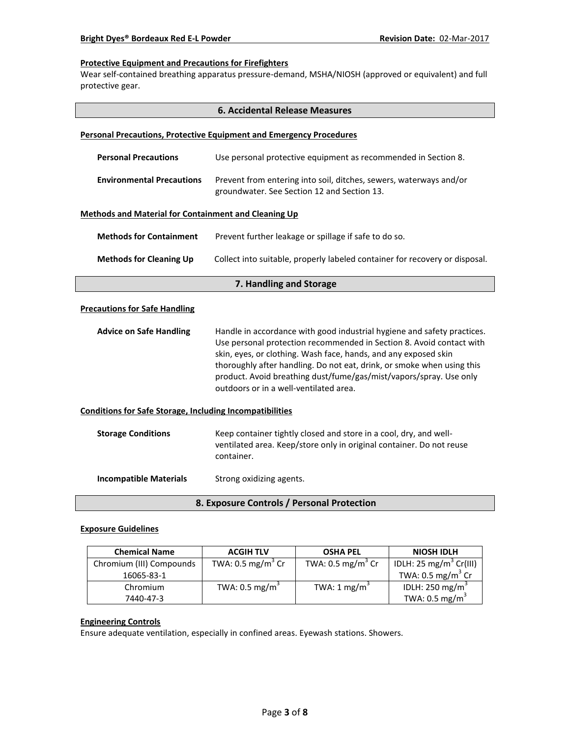#### Protective Equipment and Precautions for Firefighters

Wear self-contained breathing apparatus pressure-demand, MSHA/NIOSH (approved or equivalent) and full protective gear.

## 6. Accidental Release Measures

#### Personal Precautions, Protective Equipment and Emergency Procedures

**Personal Precautions** Use personal protective equipment as recommended in Section 8.

**Environmental Precautions** Prevent from entering into soil, ditches, sewers, waterways and/or groundwater. See Section 12 and Section 13.

#### Methods and Material for Containment and Cleaning Up

**Methods for Containment** Prevent further leakage or spillage if safe to do so.

**Methods for Cleaning Up** Collect into suitable, properly labeled container for recovery or disposal.

## 7. Handling and Storage

#### Precautions for Safe Handling

**Advice on Safe Handling** Handle in accordance with good industrial hygiene and safety practices. Use personal protection recommended in Section 8. Avoid contact with skin, eyes, or clothing. Wash face, hands, and any exposed skin thoroughly after handling. Do not eat, drink, or smoke when using this product. Avoid breathing dust/fume/gas/mist/vapors/spray. Use only outdoors or in a well-ventilated area.

#### Conditions for Safe Storage, Including Incompatibilities

**Storage Conditions** Keep container tightly closed and store in a cool, dry, and well-ventilated area. Keep/store only in original container. Do not reuse container.

**Incompatible Materials** Strong oxidizing agents.

## 8. Exposure Controls / Personal Protection

#### Exposure Guidelines

| Chemical Name | ACGIH TLV | OSHA PEL | NIOSH IDLH |
|---|---|---|---|
| Chromium (III) Compounds 16065-83-1 | TWA: 0.5 $mg/m^3$ Cr | TWA: 0.5 $mg/m^3$ Cr | IDLH: 25 $mg/m^3$ Cr(III) TWA: 0.5 $mg/m^3$ Cr |
| Chromium 7440-47-3 | TWA: 0.5 $mg/m^3$ | TWA: 1 $mg/m^3$ | IDLH: 250 $mg/m^3$ TWA: 0.5 $mg/m^3$ |

#### Engineering Controls

Ensure adequate ventilation, especially in confined areas. Eyewash stations. Showers.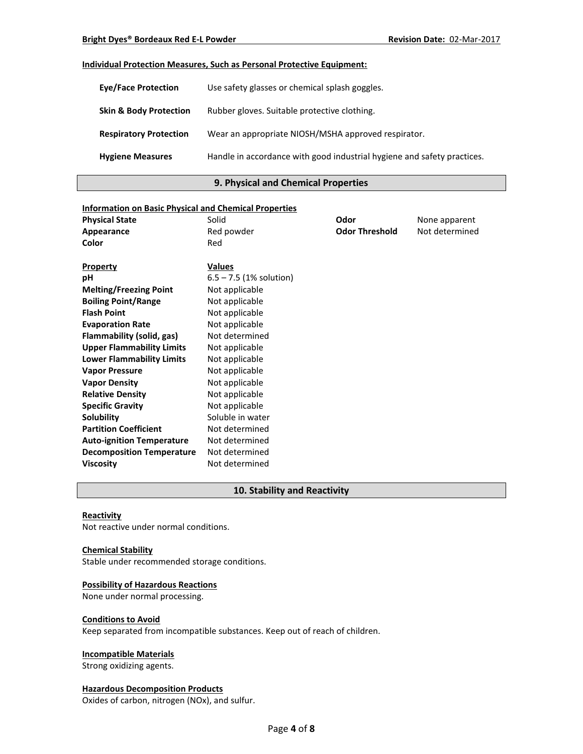**Individual Protection Measures, Such as Personal Protective Equipment:**

| | |
|---|---|
| **Eye/Face Protection** | Use safety glasses or chemical splash goggles. |
| **Skin & Body Protection** | Rubber gloves. Suitable protective clothing. |
| **Respiratory Protection** | Wear an appropriate NIOSH/MSHA approved respirator. |
| **Hygiene Measures** | Handle in accordance with good industrial hygiene and safety practices. |

## 9. Physical and Chemical Properties

**Information on Basic Physical and Chemical Properties**

| | | | |
|---|---|---|---|
| **Physical State** | Solid | **Odor** | None apparent |
| **Appearance** | Red powder | **Odor Threshold** | Not determined |
| **Color** | Red | | |

| **Property** | **Values** |
|---|---|
| **pH** | 6.5 – 7.5 (1% solution) |
| **Melting/Freezing Point** | Not applicable |
| **Boiling Point/Range** | Not applicable |
| **Flash Point** | Not applicable |
| **Evaporation Rate** | Not applicable |
| **Flammability (solid, gas)** | Not determined |
| **Upper Flammability Limits** | Not applicable |
| **Lower Flammability Limits** | Not applicable |
| **Vapor Pressure** | Not applicable |
| **Vapor Density** | Not applicable |
| **Relative Density** | Not applicable |
| **Specific Gravity** | Not applicable |
| **Solubility** | Soluble in water |
| **Partition Coefficient** | Not determined |
| **Auto-ignition Temperature** | Not determined |
| **Decomposition Temperature** | Not determined |
| **Viscosity** | Not determined |

## 10. Stability and Reactivity

**Reactivity**
Not reactive under normal conditions.

**Chemical Stability**
Stable under recommended storage conditions.

**Possibility of Hazardous Reactions**
None under normal processing.

**Conditions to Avoid**
Keep separated from incompatible substances. Keep out of reach of children.

**Incompatible Materials**
Strong oxidizing agents.

**Hazardous Decomposition Products**
Oxides of carbon, nitrogen (NOx), and sulfur.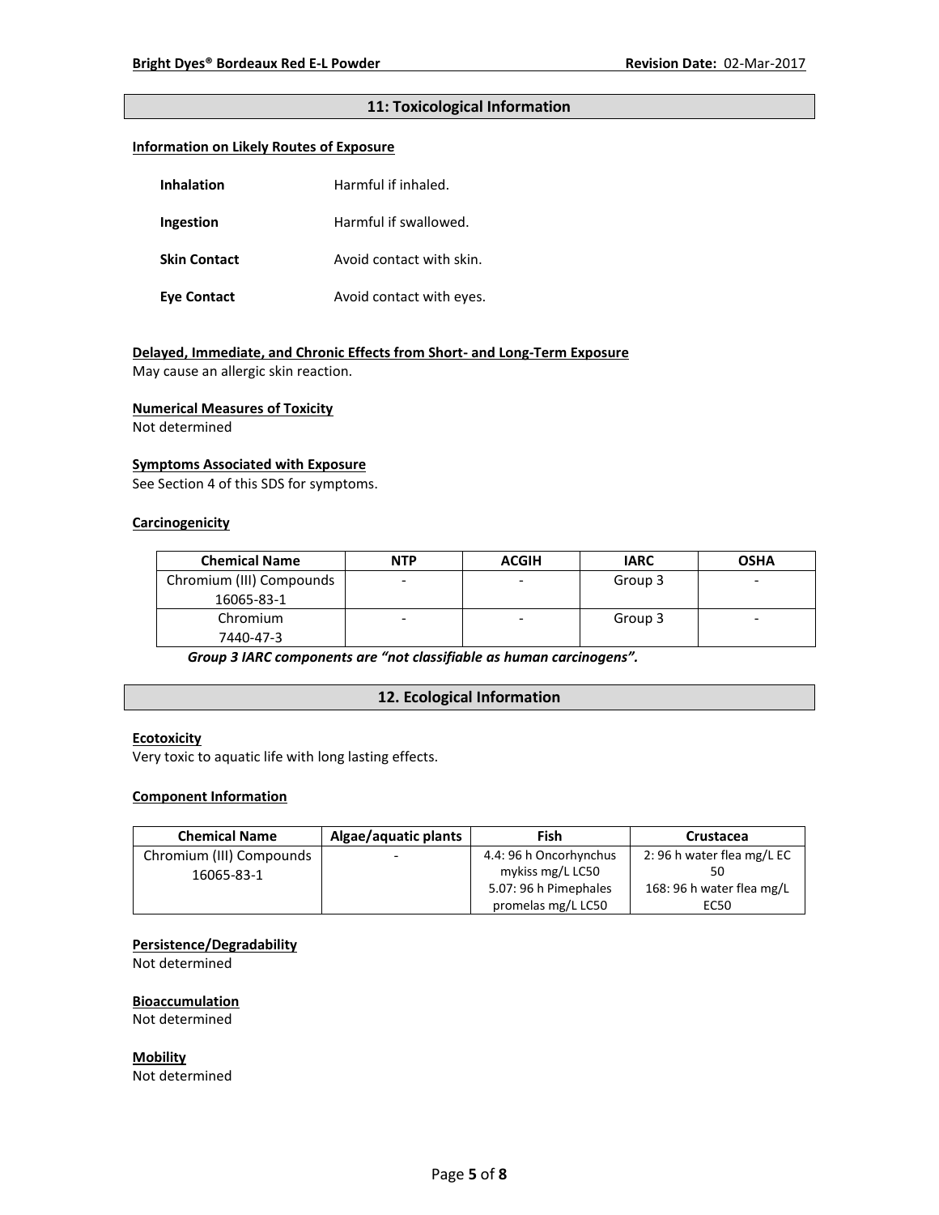## 11: Toxicological Information

### Information on Likely Routes of Exposure

| | |
|---|---|
| **Inhalation** | Harmful if inhaled. |
| **Ingestion** | Harmful if swallowed. |
| **Skin Contact** | Avoid contact with skin. |
| **Eye Contact** | Avoid contact with eyes. |

### Delayed, Immediate, and Chronic Effects from Short- and Long-Term Exposure

May cause an allergic skin reaction.

### Numerical Measures of Toxicity

Not determined

### Symptoms Associated with Exposure

See Section 4 of this SDS for symptoms.

### Carcinogenicity

| Chemical Name | NTP | ACGIH | IARC | OSHA |
|---|---|---|---|---|
| Chromium (III) Compounds 16065-83-1 | - | - | Group 3 | - |
| Chromium 7440-47-3 | - | - | Group 3 | - |

***Group 3 IARC components are "not classifiable as human carcinogens".***

## 12. Ecological Information

### Ecotoxicity

Very toxic to aquatic life with long lasting effects.

### Component Information

| Chemical Name | Algae/aquatic plants | Fish | Crustacea |
|---|---|---|---|
| Chromium (III) Compounds 16065-83-1 | - | 4.4: 96 h Oncorhynchus mykiss mg/L LC50<br>5.07: 96 h Pimephales promelas mg/L LC50 | 2: 96 h water flea mg/L EC 50<br>168: 96 h water flea mg/L EC50 |

### Persistence/Degradability

Not determined

### Bioaccumulation

Not determined

### Mobility

Not determined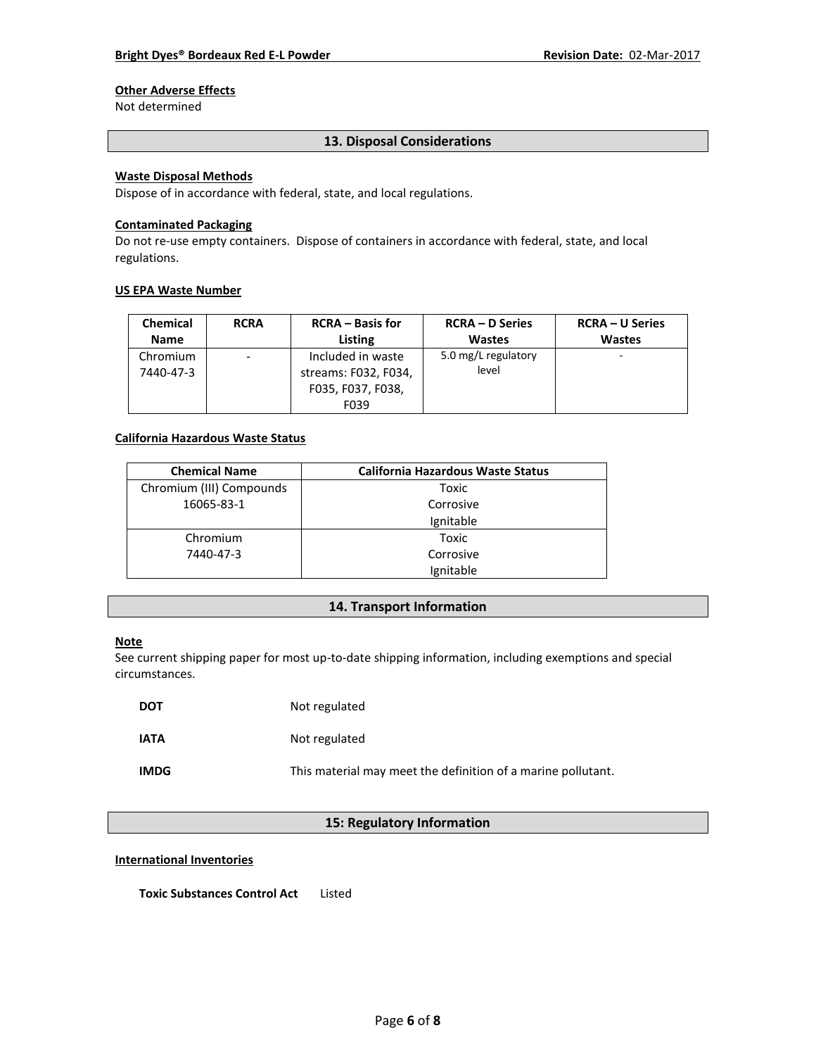**Other Adverse Effects**

Not determined

## 13. Disposal Considerations

**Waste Disposal Methods**

Dispose of in accordance with federal, state, and local regulations.

**Contaminated Packaging**

Do not re-use empty containers. Dispose of containers in accordance with federal, state, and local regulations.

**US EPA Waste Number**

| Chemical Name | RCRA | RCRA – Basis for Listing | RCRA – D Series Wastes | RCRA – U Series Wastes |
|---|---|---|---|---|
| Chromium 7440-47-3 | - | Included in waste streams: F032, F034, F035, F037, F038, F039 | 5.0 mg/L regulatory level | - |

**California Hazardous Waste Status**

| Chemical Name | California Hazardous Waste Status |
|---|---|
| Chromium (III) Compounds 16065-83-1 | Toxic Corrosive Ignitable |
| Chromium 7440-47-3 | Toxic Corrosive Ignitable |

## 14. Transport Information

**Note**

See current shipping paper for most up-to-date shipping information, including exemptions and special circumstances.

**DOT** Not regulated

**IATA** Not regulated

**IMDG** This material may meet the definition of a marine pollutant.

## 15: Regulatory Information

**International Inventories**

**Toxic Substances Control Act** Listed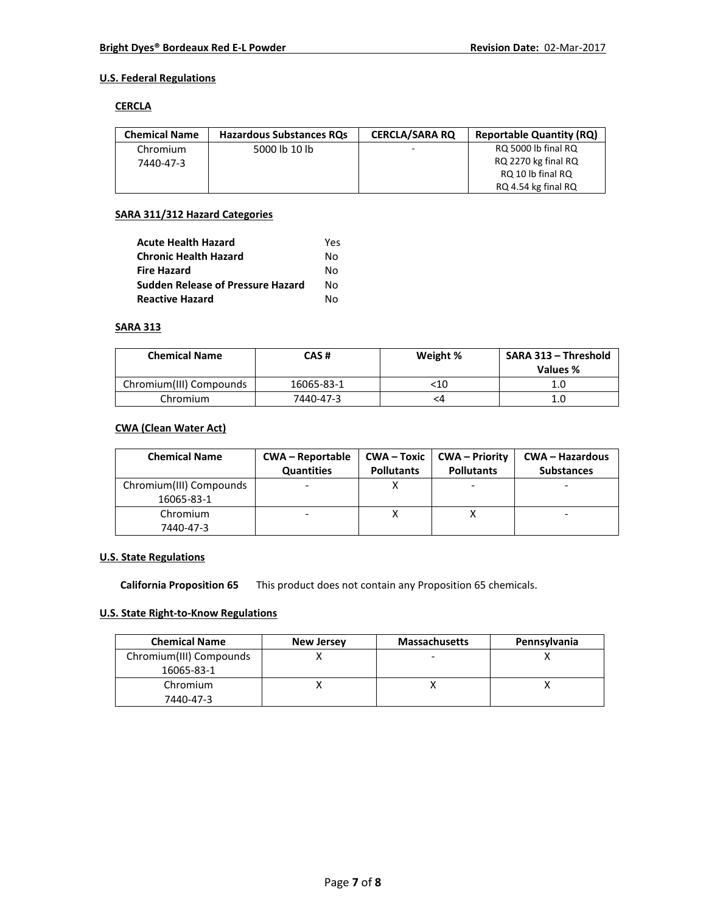## U.S. Federal Regulations

### CERCLA

| Chemical Name | Hazardous Substances RQs | CERCLA/SARA RQ | Reportable Quantity (RQ) |
| --- | --- | --- | --- |
| Chromium 7440-47-3 | 5000 lb 10 lb | - | RQ 5000 lb final RQ RQ 2270 kg final RQ RQ 10 lb final RQ RQ 4.54 kg final RQ |

### SARA 311/312 Hazard Categories

| | |
| --- | --- |
| **Acute Health Hazard** | Yes |
| **Chronic Health Hazard** | No |
| **Fire Hazard** | No |
| **Sudden Release of Pressure Hazard** | No |
| **Reactive Hazard** | No |

### SARA 313

| Chemical Name | CAS # | Weight % | SARA 313 – Threshold Values % |
| --- | --- | --- | --- |
| Chromium(III) Compounds | 16065-83-1 | <10 | 1.0 |
| Chromium | 7440-47-3 | <4 | 1.0 |

### CWA (Clean Water Act)

| Chemical Name | CWA – Reportable Quantities | CWA – Toxic Pollutants | CWA – Priority Pollutants | CWA – Hazardous Substances |
| --- | --- | --- | --- | --- |
| Chromium(III) Compounds 16065-83-1 | - | X | - | - |
| Chromium 7440-47-3 | - | X | X | - |

## U.S. State Regulations

**California Proposition 65** This product does not contain any Proposition 65 chemicals.

## U.S. State Right-to-Know Regulations

| Chemical Name | New Jersey | Massachusetts | Pennsylvania |
| --- | --- | --- | --- |
| Chromium(III) Compounds 16065-83-1 | X | - | X |
| Chromium 7440-47-3 | X | X | X |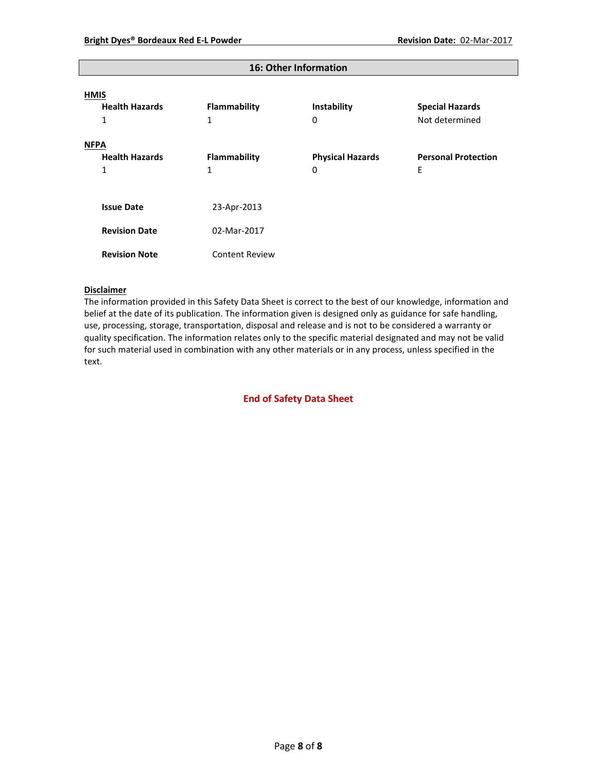## 16: Other Information

**HMIS**

| Health Hazards | Flammability | Instability | Special Hazards |
|---|---|---|---|
| 1 | 1 | 0 | Not determined |

**NFPA**

| Health Hazards | Flammability | Physical Hazards | Personal Protection |
|---|---|---|---|
| 1 | 1 | 0 | E |

| | |
|---|---|
| **Issue Date** | 23-Apr-2013 |
| **Revision Date** | 02-Mar-2017 |
| **Revision Note** | Content Review |

**Disclaimer**

The information provided in this Safety Data Sheet is correct to the best of our knowledge, information and belief at the date of its publication. The information given is designed only as guidance for safe handling, use, processing, storage, transportation, disposal and release and is not to be considered a warranty or quality specification. The information relates only to the specific material designated and may not be valid for such material used in combination with any other materials or in any process, unless specified in the text.

**End of Safety Data Sheet**